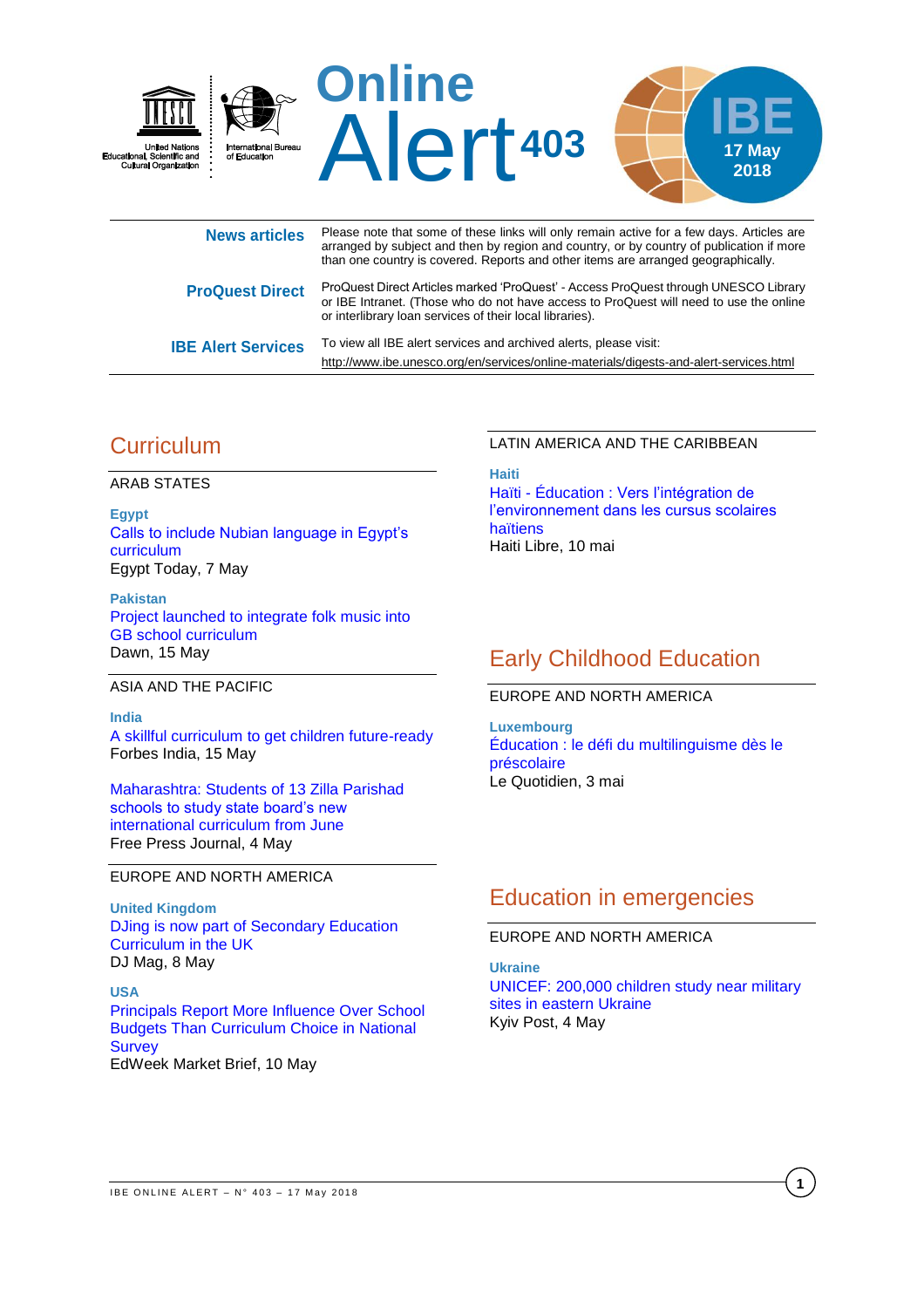United Nations Educational, Scientific and Cultural Organization

International Bureau of Education

# Online Alert 403

IBE 17 May 2018

**News articles** Please note that some of these links will only remain active for a few days. Articles are arranged by subject and then by region and country, or by country of publication if more than one country is covered. Reports and other items are arranged geographically.

**ProQuest Direct** ProQuest Direct Articles marked 'ProQuest' - Access ProQuest through UNESCO Library or IBE Intranet. (Those who do not have access to ProQuest will need to use the online or interlibrary loan services of their local libraries).

**IBE Alert Services** To view all IBE alert services and archived alerts, please visit: http://www.ibe.unesco.org/en/services/online-materials/digests-and-alert-services.html

## Curriculum

### ARAB STATES

**Egypt**

Calls to include Nubian language in Egypt's curriculum
Egypt Today, 7 May

**Pakistan**

Project launched to integrate folk music into GB school curriculum
Dawn, 15 May

### ASIA AND THE PACIFIC

**India**

A skillful curriculum to get children future-ready
Forbes India, 15 May

Maharashtra: Students of 13 Zilla Parishad schools to study state board's new international curriculum from June
Free Press Journal, 4 May

### EUROPE AND NORTH AMERICA

**United Kingdom**

DJing is now part of Secondary Education Curriculum in the UK
DJ Mag, 8 May

**USA**

Principals Report More Influence Over School Budgets Than Curriculum Choice in National Survey
EdWeek Market Brief, 10 May

### LATIN AMERICA AND THE CARIBBEAN

**Haiti**

Haïti - Éducation : Vers l'intégration de l'environnement dans les cursus scolaires haïtiens
Haiti Libre, 10 mai

## Early Childhood Education

### EUROPE AND NORTH AMERICA

**Luxembourg**

Éducation : le défi du multilinguisme dès le préscolaire
Le Quotidien, 3 mai

## Education in emergencies

### EUROPE AND NORTH AMERICA

**Ukraine**

UNICEF: 200,000 children study near military sites in eastern Ukraine
Kyiv Post, 4 May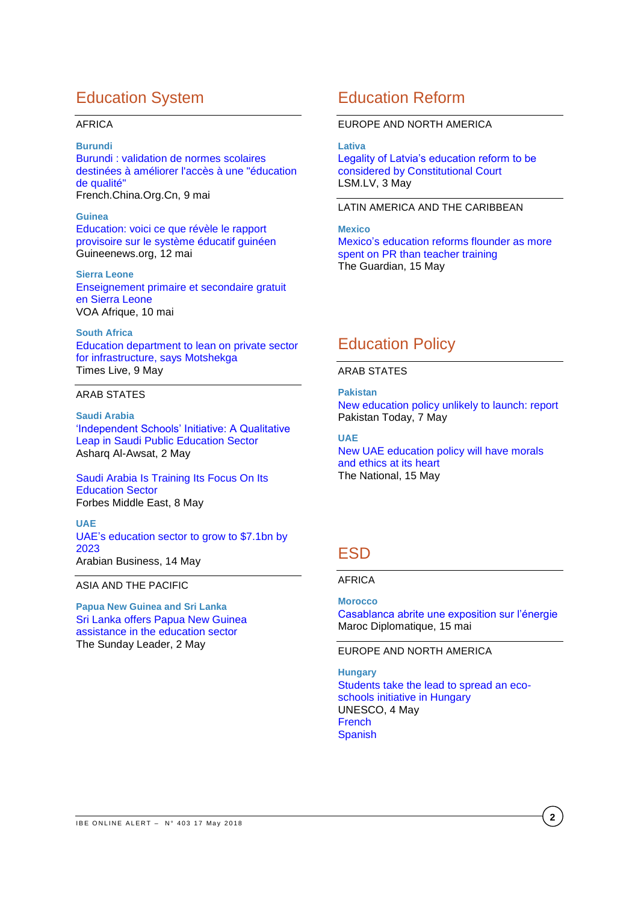## Education System

AFRICA

**Burundi**
Burundi : validation de normes scolaires destinées à améliorer l'accès à une "éducation de qualité"
French.China.Org.Cn, 9 mai

**Guinea**
Education: voici ce que révèle le rapport provisoire sur le système éducatif guinéen
Guineenews.org, 12 mai

**Sierra Leone**
Enseignement primaire et secondaire gratuit en Sierra Leone
VOA Afrique, 10 mai

**South Africa**
Education department to lean on private sector for infrastructure, says Motshekga
Times Live, 9 May

ARAB STATES

**Saudi Arabia**
'Independent Schools' Initiative: A Qualitative Leap in Saudi Public Education Sector
Asharq Al-Awsat, 2 May

Saudi Arabia Is Training Its Focus On Its Education Sector
Forbes Middle East, 8 May

**UAE**
UAE's education sector to grow to $7.1bn by 2023
Arabian Business, 14 May

ASIA AND THE PACIFIC

**Papua New Guinea and Sri Lanka**
Sri Lanka offers Papua New Guinea assistance in the education sector
The Sunday Leader, 2 May

## Education Reform

EUROPE AND NORTH AMERICA

**Lativa**
Legality of Latvia's education reform to be considered by Constitutional Court
LSM.LV, 3 May

LATIN AMERICA AND THE CARIBBEAN

**Mexico**
Mexico's education reforms flounder as more spent on PR than teacher training
The Guardian, 15 May

## Education Policy

ARAB STATES

**Pakistan**
New education policy unlikely to launch: report
Pakistan Today, 7 May

**UAE**
New UAE education policy will have morals and ethics at its heart
The National, 15 May

## ESD

AFRICA

**Morocco**
Casablanca abrite une exposition sur l'énergie
Maroc Diplomatique, 15 mai

EUROPE AND NORTH AMERICA

**Hungary**
Students take the lead to spread an eco-schools initiative in Hungary
UNESCO, 4 May
French
Spanish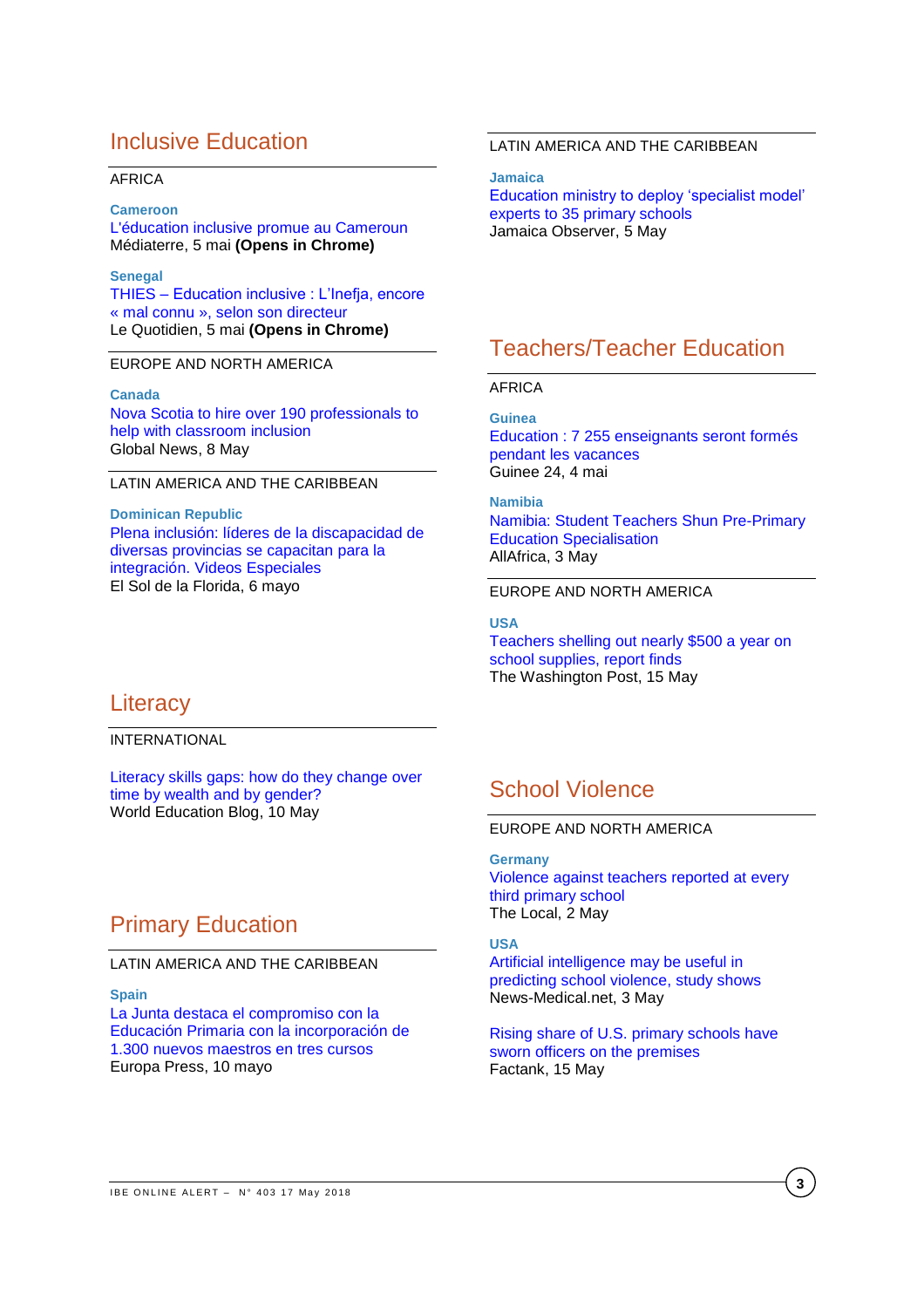## Inclusive Education

AFRICA

**Cameroon**
L'éducation inclusive promue au Cameroun
Médiaterre, 5 mai **(Opens in Chrome)**

**Senegal**
THIES – Education inclusive : L'Inefja, encore « mal connu », selon son directeur
Le Quotidien, 5 mai **(Opens in Chrome)**

EUROPE AND NORTH AMERICA

**Canada**
Nova Scotia to hire over 190 professionals to help with classroom inclusion
Global News, 8 May

LATIN AMERICA AND THE CARIBBEAN

**Dominican Republic**
Plena inclusión: líderes de la discapacidad de diversas provincias se capacitan para la integración. Videos Especiales
El Sol de la Florida, 6 mayo

LATIN AMERICA AND THE CARIBBEAN

**Jamaica**
Education ministry to deploy 'specialist model' experts to 35 primary schools
Jamaica Observer, 5 May

## Literacy

INTERNATIONAL

Literacy skills gaps: how do they change over time by wealth and by gender?
World Education Blog, 10 May

## Primary Education

LATIN AMERICA AND THE CARIBBEAN

**Spain**
La Junta destaca el compromiso con la Educación Primaria con la incorporación de 1.300 nuevos maestros en tres cursos
Europa Press, 10 mayo

## Teachers/Teacher Education

AFRICA

**Guinea**
Education : 7 255 enseignants seront formés pendant les vacances
Guinee 24, 4 mai

**Namibia**
Namibia: Student Teachers Shun Pre-Primary Education Specialisation
AllAfrica, 3 May

EUROPE AND NORTH AMERICA

**USA**
Teachers shelling out nearly $500 a year on school supplies, report finds
The Washington Post, 15 May

## School Violence

EUROPE AND NORTH AMERICA

**Germany**
Violence against teachers reported at every third primary school
The Local, 2 May

**USA**
Artificial intelligence may be useful in predicting school violence, study shows
News-Medical.net, 3 May

Rising share of U.S. primary schools have sworn officers on the premises
Factank, 15 May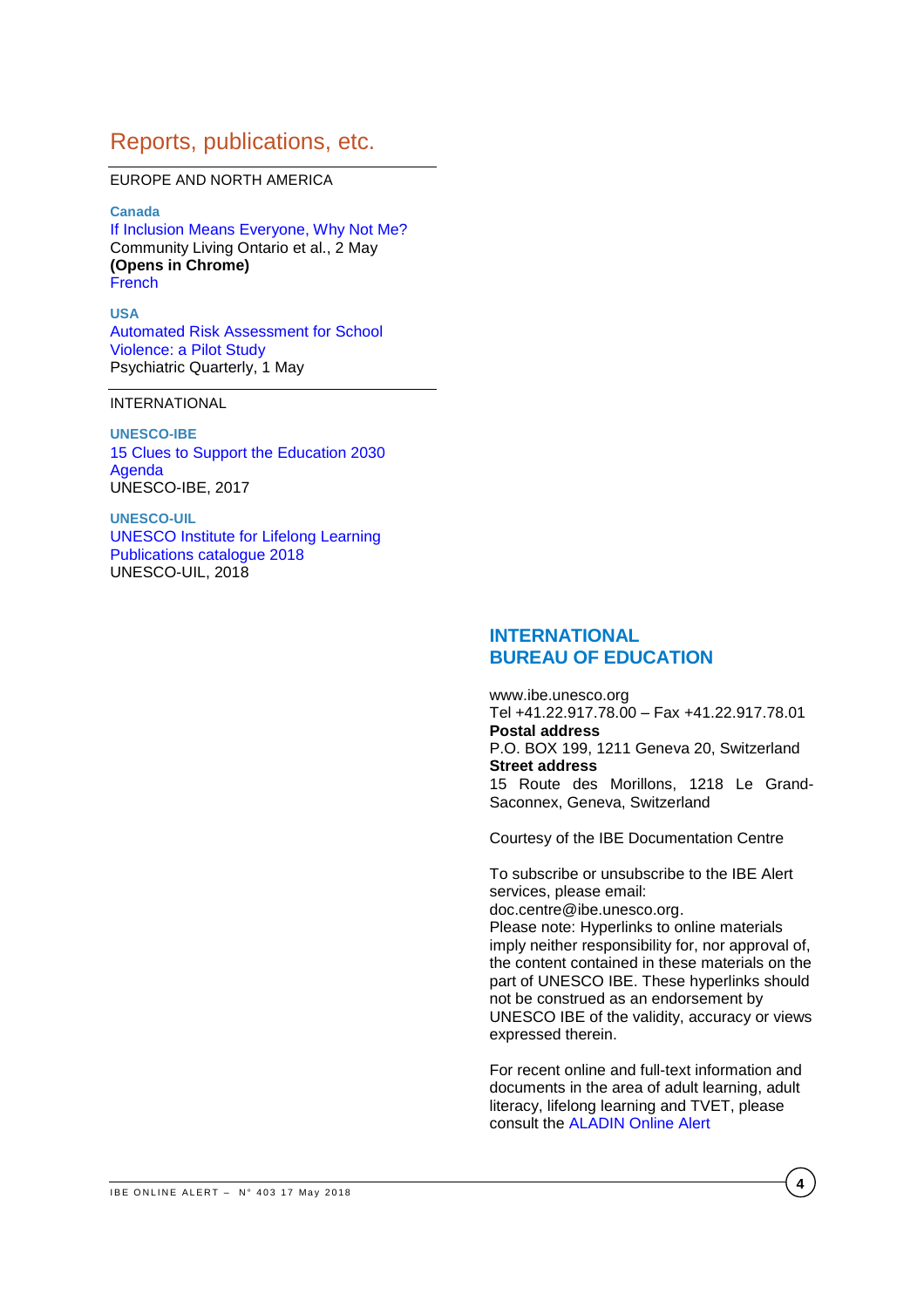# Reports, publications, etc.

EUROPE AND NORTH AMERICA

**Canada**

If Inclusion Means Everyone, Why Not Me?
Community Living Ontario et al., 2 May
**(Opens in Chrome)**
French

**USA**

Automated Risk Assessment for School Violence: a Pilot Study
Psychiatric Quarterly, 1 May

INTERNATIONAL

**UNESCO-IBE**

15 Clues to Support the Education 2030 Agenda
UNESCO-IBE, 2017

**UNESCO-UIL**

UNESCO Institute for Lifelong Learning Publications catalogue 2018
UNESCO-UIL, 2018

## INTERNATIONAL BUREAU OF EDUCATION

www.ibe.unesco.org
Tel +41.22.917.78.00 – Fax +41.22.917.78.01
**Postal address**
P.O. BOX 199, 1211 Geneva 20, Switzerland
**Street address**
15 Route des Morillons, 1218 Le Grand-Saconnex, Geneva, Switzerland

Courtesy of the IBE Documentation Centre

To subscribe or unsubscribe to the IBE Alert services, please email: doc.centre@ibe.unesco.org.
Please note: Hyperlinks to online materials imply neither responsibility for, nor approval of, the content contained in these materials on the part of UNESCO IBE. These hyperlinks should not be construed as an endorsement by UNESCO IBE of the validity, accuracy or views expressed therein.

For recent online and full-text information and documents in the area of adult learning, adult literacy, lifelong learning and TVET, please consult the ALADIN Online Alert